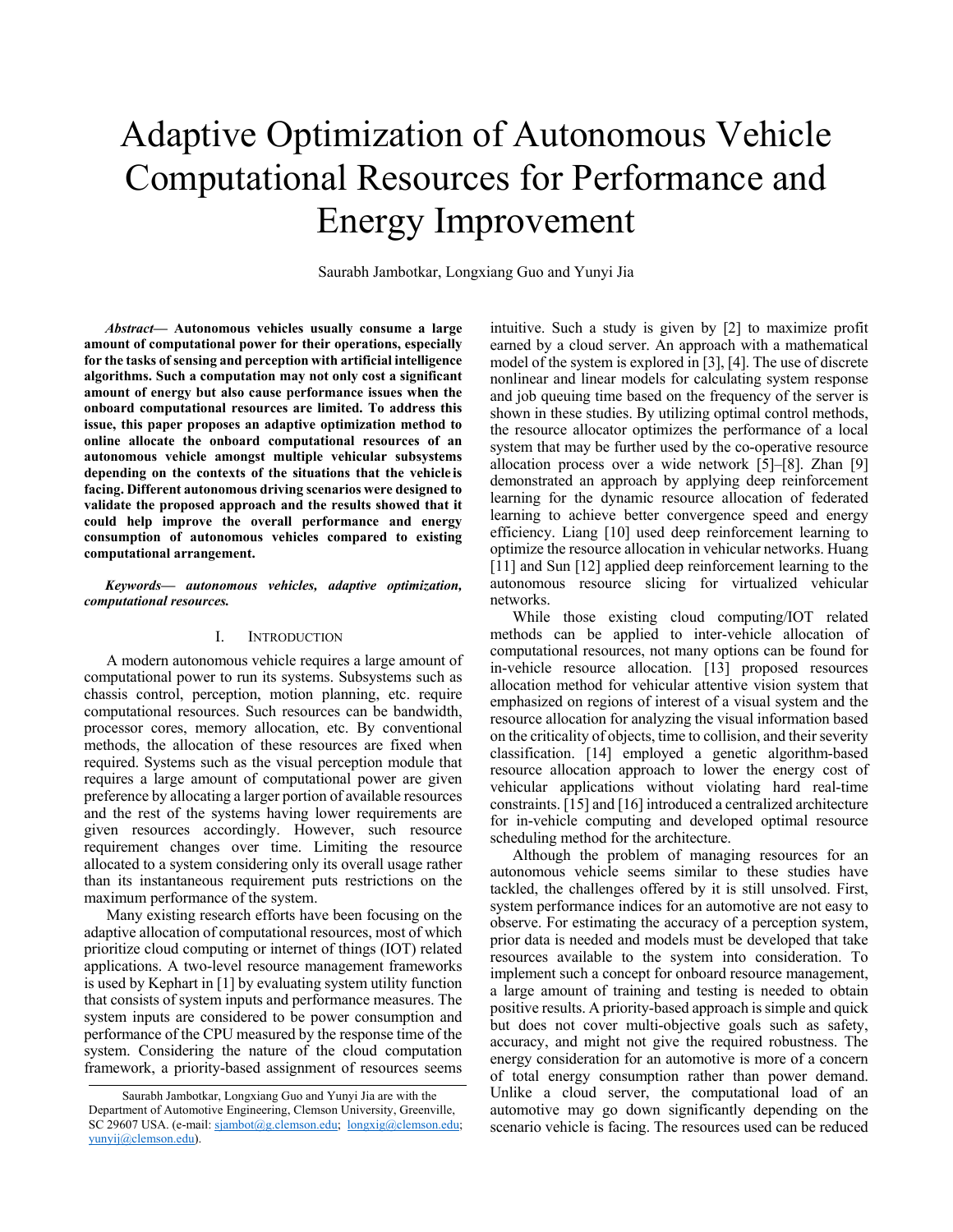# Adaptive Optimization of Autonomous Vehicle Computational Resources for Performance and Energy Improvement

Saurabh Jambotkar, Longxiang Guo and Yunyi Jia

***Abstract*— Autonomous vehicles usually consume a large amount of computational power for their operations, especially for the tasks of sensing and perception with artificial intelligence algorithms. Such a computation may not only cost a significant amount of energy but also cause performance issues when the onboard computational resources are limited. To address this issue, this paper proposes an adaptive optimization method to online allocate the onboard computational resources of an autonomous vehicle amongst multiple vehicular subsystems depending on the contexts of the situations that the vehicle is facing. Different autonomous driving scenarios were designed to validate the proposed approach and the results showed that it could help improve the overall performance and energy consumption of autonomous vehicles compared to existing computational arrangement.**

***Keywords— autonomous vehicles, adaptive optimization, computational resources.***

## I. Introduction

A modern autonomous vehicle requires a large amount of computational power to run its systems. Subsystems such as chassis control, perception, motion planning, etc. require computational resources. Such resources can be bandwidth, processor cores, memory allocation, etc. By conventional methods, the allocation of these resources are fixed when required. Systems such as the visual perception module that requires a large amount of computational power are given preference by allocating a larger portion of available resources and the rest of the systems having lower requirements are given resources accordingly. However, such resource requirement changes over time. Limiting the resource allocated to a system considering only its overall usage rather than its instantaneous requirement puts restrictions on the maximum performance of the system.

Many existing research efforts have been focusing on the adaptive allocation of computational resources, most of which prioritize cloud computing or internet of things (IOT) related applications. A two-level resource management frameworks is used by Kephart in [1] by evaluating system utility function that consists of system inputs and performance measures. The system inputs are considered to be power consumption and performance of the CPU measured by the response time of the system. Considering the nature of the cloud computation framework, a priority-based assignment of resources seems intuitive. Such a study is given by [2] to maximize profit earned by a cloud server. An approach with a mathematical model of the system is explored in [3], [4]. The use of discrete nonlinear and linear models for calculating system response and job queuing time based on the frequency of the server is shown in these studies. By utilizing optimal control methods, the resource allocator optimizes the performance of a local system that may be further used by the co-operative resource allocation process over a wide network [5]–[8]. Zhan [9] demonstrated an approach by applying deep reinforcement learning for the dynamic resource allocation of federated learning to achieve better convergence speed and energy efficiency. Liang [10] used deep reinforcement learning to optimize the resource allocation in vehicular networks. Huang [11] and Sun [12] applied deep reinforcement learning to the autonomous resource slicing for virtualized vehicular networks.

While those existing cloud computing/IOT related methods can be applied to inter-vehicle allocation of computational resources, not many options can be found for in-vehicle resource allocation. [13] proposed resources allocation method for vehicular attentive vision system that emphasized on regions of interest of a visual system and the resource allocation for analyzing the visual information based on the criticality of objects, time to collision, and their severity classification. [14] employed a genetic algorithm-based resource allocation approach to lower the energy cost of vehicular applications without violating hard real-time constraints. [15] and [16] introduced a centralized architecture for in-vehicle computing and developed optimal resource scheduling method for the architecture.

Although the problem of managing resources for an autonomous vehicle seems similar to these studies have tackled, the challenges offered by it is still unsolved. First, system performance indices for an automotive are not easy to observe. For estimating the accuracy of a perception system, prior data is needed and models must be developed that take resources available to the system into consideration. To implement such a concept for onboard resource management, a large amount of training and testing is needed to obtain positive results. A priority-based approach is simple and quick but does not cover multi-objective goals such as safety, accuracy, and might not give the required robustness. The energy consideration for an automotive is more of a concern of total energy consumption rather than power demand. Unlike a cloud server, the computational load of an automotive may go down significantly depending on the scenario vehicle is facing. The resources used can be reduced

Saurabh Jambotkar, Longxiang Guo and Yunyi Jia are with the Department of Automotive Engineering, Clemson University, Greenville, SC 29607 USA. (e-mail: sjambot@g.clemson.edu; longxig@clemson.edu; yunyij@clemson.edu).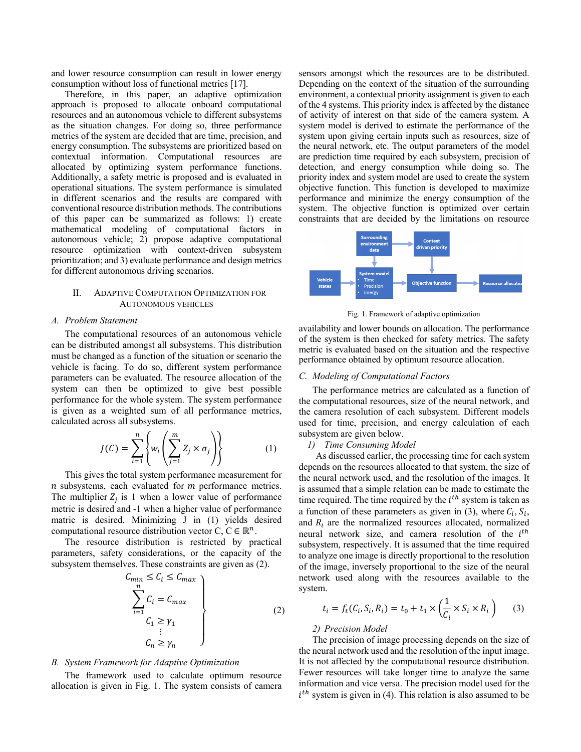and lower resource consumption can result in lower energy consumption without loss of functional metrics [17].

Therefore, in this paper, an adaptive optimization approach is proposed to allocate onboard computational resources and an autonomous vehicle to different subsystems as the situation changes. For doing so, three performance metrics of the system are decided that are time, precision, and energy consumption. The subsystems are prioritized based on contextual information. Computational resources are allocated by optimizing system performance functions. Additionally, a safety metric is proposed and is evaluated in operational situations. The system performance is simulated in different scenarios and the results are compared with conventional resource distribution methods. The contributions of this paper can be summarized as follows: 1) create mathematical modeling of computational factors in autonomous vehicle; 2) propose adaptive computational resource optimization with context-driven subsystem prioritization; and 3) evaluate performance and design metrics for different autonomous driving scenarios.

## II. Adaptive Computation Optimization for Autonomous Vehicles

### A. Problem Statement

The computational resources of an autonomous vehicle can be distributed amongst all subsystems. This distribution must be changed as a function of the situation or scenario the vehicle is facing. To do so, different system performance parameters can be evaluated. The resource allocation of the system can then be optimized to give best possible performance for the whole system. The system performance is given as a weighted sum of all performance metrics, calculated across all subsystems.

$$J(C) = \sum_{i=1}^{n} \left\{ w_i \left( \sum_{j=1}^{m} Z_j \times \sigma_j \right) \right\} \tag{1}$$

This gives the total system performance measurement for $n$ subsystems, each evaluated for $m$ performance metrics. The multiplier $Z_j$ is 1 when a lower value of performance metric is desired and -1 when a higher value of performance matric is desired. Minimizing J in (1) yields desired computational resource distribution vector C, $C \in \mathbb{R}^n$.

The resource distribution is restricted by practical parameters, safety considerations, or the capacity of the subsystem themselves. These constraints are given as (2).

$$\left.\begin{array}{c} C_{min} \leq C_i \leq C_{max} \\ \sum_{i=1}^{n} C_i = C_{max} \\ C_1 \geq \gamma_1 \\ \vdots \\ C_n \geq \gamma_n \end{array}\right\} \tag{2}$$

### B. System Framework for Adaptive Optimization

The framework used to calculate optimum resource allocation is given in Fig. 1. The system consists of camera sensors amongst which the resources are to be distributed. Depending on the context of the situation of the surrounding environment, a contextual priority assignment is given to each of the 4 systems. This priority index is affected by the distance of activity of interest on that side of the camera system. A system model is derived to estimate the performance of the system upon giving certain inputs such as resources, size of the neural network, etc. The output parameters of the model are prediction time required by each subsystem, precision of detection, and energy consumption while doing so. The priority index and system model are used to create the system objective function. This function is developed to maximize the performance and minimize the energy consumption of the system. The objective function is optimized over certain constraints that are decided by the limitations on resource

Surrounding environment data → Context driven priority; Vehicle states → System model (Time, Precision, Energy) → Objective function → Resource allocation

Fig. 1. Framework of adaptive optimization

availability and lower bounds on allocation. The performance of the system is then checked for safety metrics. The safety metric is evaluated based on the situation and the respective performance obtained by optimum resource allocation.

### C. Modeling of Computational Factors

The performance metrics are calculated as a function of the computational resources, size of the neural network, and the camera resolution of each subsystem. Different models used for time, precision, and energy calculation of each subsystem are given below.

#### 1) Time Consuming Model

As discussed earlier, the processing time for each system depends on the resources allocated to that system, the size of the neural network used, and the resolution of the images. It is assumed that a simple relation can be made to estimate the time required. The time required by the $i^{th}$ system is taken as a function of these parameters as given in (3), where $C_i$, $S_i$, and $R_i$ are the normalized resources allocated, normalized neural network size, and camera resolution of the $i^{th}$ subsystem, respectively. It is assumed that the time required to analyze one image is directly proportional to the resolution of the image, inversely proportional to the size of the neural network used along with the resources available to the system.

$$t_i = f_t(C_i, S_i, R_i) = t_0 + t_1 \times \left( \frac{1}{C_i} \times S_i \times R_i \right) \tag{3}$$

#### 2) Precision Model

The precision of image processing depends on the size of the neural network used and the resolution of the input image. It is not affected by the computational resource distribution. Fewer resources will take longer time to analyze the same information and vice versa. The precision model used for the $i^{th}$ system is given in (4). This relation is also assumed to be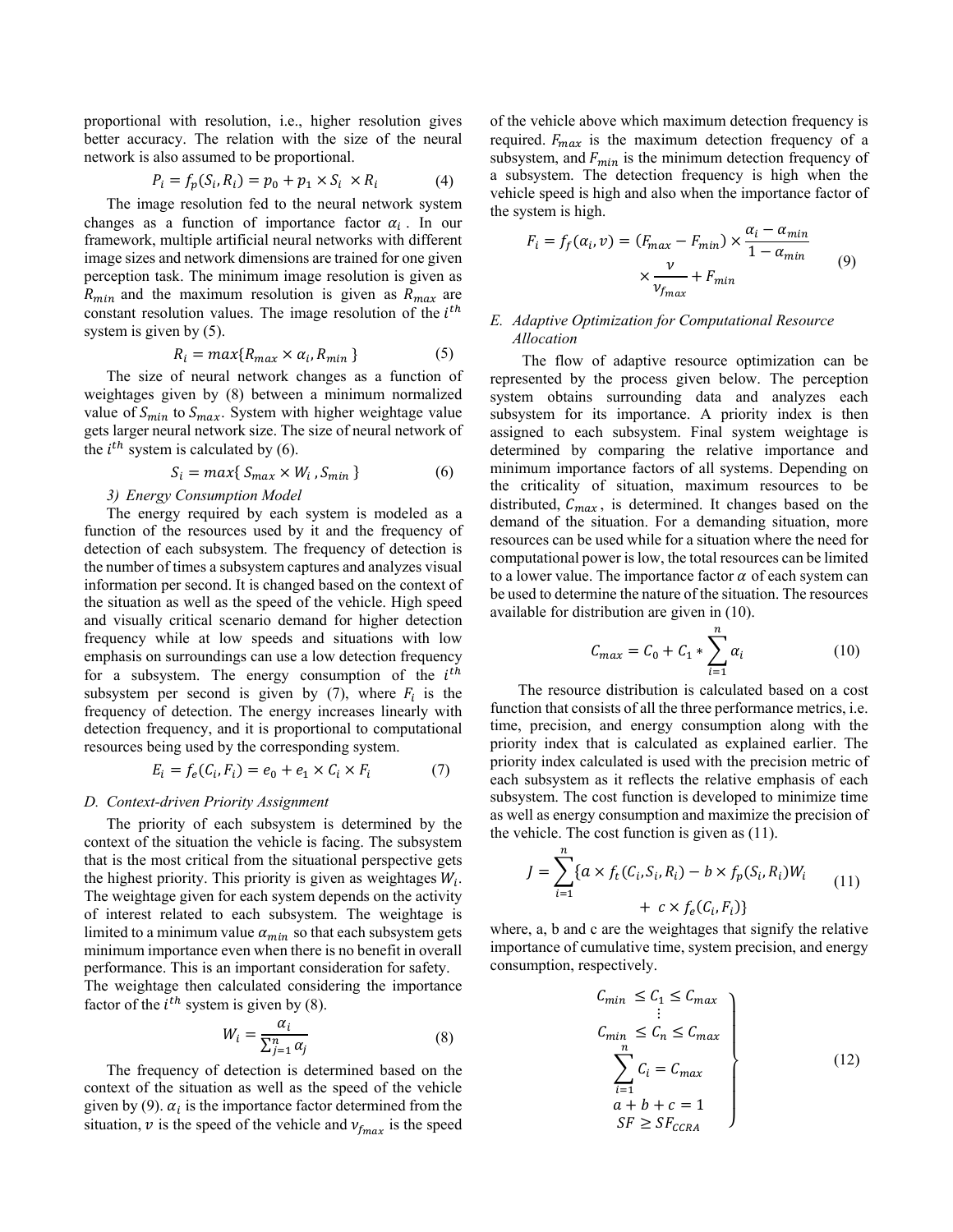proportional with resolution, i.e., higher resolution gives better accuracy. The relation with the size of the neural network is also assumed to be proportional.

$$P_i = f_p(S_i, R_i) = p_0 + p_1 \times S_i \times R_i \tag{4}$$

The image resolution fed to the neural network system changes as a function of importance factor $\alpha_i$. In our framework, multiple artificial neural networks with different image sizes and network dimensions are trained for one given perception task. The minimum image resolution is given as $R_{min}$ and the maximum resolution is given as $R_{max}$ are constant resolution values. The image resolution of the $i^{th}$ system is given by (5).

$$R_i = max\{R_{max} \times \alpha_i, R_{min}\} \tag{5}$$

The size of neural network changes as a function of weightages given by (8) between a minimum normalized value of $S_{min}$ to $S_{max}$. System with higher weightage value gets larger neural network size. The size of neural network of the $i^{th}$ system is calculated by (6).

$$S_i = max\{S_{max} \times W_i, S_{min}\} \tag{6}$$

#### 3) Energy Consumption Model

The energy required by each system is modeled as a function of the resources used by it and the frequency of detection of each subsystem. The frequency of detection is the number of times a subsystem captures and analyzes visual information per second. It is changed based on the context of the situation as well as the speed of the vehicle. High speed and visually critical scenario demand for higher detection frequency while at low speeds and situations with low emphasis on surroundings can use a low detection frequency for a subsystem. The energy consumption of the $i^{th}$ subsystem per second is given by (7), where $F_i$ is the frequency of detection. The energy increases linearly with detection frequency, and it is proportional to computational resources being used by the corresponding system.

$$E_i = f_e(C_i, F_i) = e_0 + e_1 \times C_i \times F_i \tag{7}$$

### D. Context-driven Priority Assignment

The priority of each subsystem is determined by the context of the situation the vehicle is facing. The subsystem that is the most critical from the situational perspective gets the highest priority. This priority is given as weightages $W_i$. The weightage given for each system depends on the activity of interest related to each subsystem. The weightage is limited to a minimum value $\alpha_{min}$ so that each subsystem gets minimum importance even when there is no benefit in overall performance. This is an important consideration for safety. The weightage then calculated considering the importance factor of the $i^{th}$ system is given by (8).

$$W_i = \frac{\alpha_i}{\sum_{j=1}^{n} \alpha_j} \tag{8}$$

The frequency of detection is determined based on the context of the situation as well as the speed of the vehicle given by (9). $\alpha_i$ is the importance factor determined from the situation, $v$ is the speed of the vehicle and $v_{f_{max}}$ is the speed of the vehicle above which maximum detection frequency is required. $F_{max}$ is the maximum detection frequency of a subsystem, and $F_{min}$ is the minimum detection frequency of a subsystem. The detection frequency is high when the vehicle speed is high and also when the importance factor of the system is high.

$$F_i = f_f(\alpha_i, v) = (F_{max} - F_{min}) \times \frac{\alpha_i - \alpha_{min}}{1 - \alpha_{min}} \times \frac{v}{v_{f_{max}}} + F_{min} \tag{9}$$

### E. Adaptive Optimization for Computational Resource Allocation

The flow of adaptive resource optimization can be represented by the process given below. The perception system obtains surrounding data and analyzes each subsystem for its importance. A priority index is then assigned to each subsystem. Final system weightage is determined by comparing the relative importance and minimum importance factors of all systems. Depending on the criticality of situation, maximum resources to be distributed, $C_{max}$, is determined. It changes based on the demand of the situation. For a demanding situation, more resources can be used while for a situation where the need for computational power is low, the total resources can be limited to a lower value. The importance factor $\alpha$ of each system can be used to determine the nature of the situation. The resources available for distribution are given in (10).

$$C_{max} = C_0 + C_1 * \sum_{i=1}^{n} \alpha_i \tag{10}$$

The resource distribution is calculated based on a cost function that consists of all the three performance metrics, i.e. time, precision, and energy consumption along with the priority index that is calculated as explained earlier. The priority index calculated is used with the precision metric of each subsystem as it reflects the relative emphasis of each subsystem. The cost function is developed to minimize time as well as energy consumption and maximize the precision of the vehicle. The cost function is given as (11).

$$J = \sum_{i=1}^{n} \{a \times f_t(C_i, S_i, R_i) - b \times f_p(S_i, R_i) W_i + c \times f_e(C_i, F_i)\} \tag{11}$$

where, a, b and c are the weightages that signify the relative importance of cumulative time, system precision, and energy consumption, respectively.

$$\left.\begin{array}{c} C_{min} \leq C_1 \leq C_{max} \\ \vdots \\ C_{min} \leq C_n \leq C_{max} \\ \sum_{i=1}^{n} C_i = C_{max} \\ a + b + c = 1 \\ SF \geq SF_{CCRA} \end{array}\right\} \tag{12}$$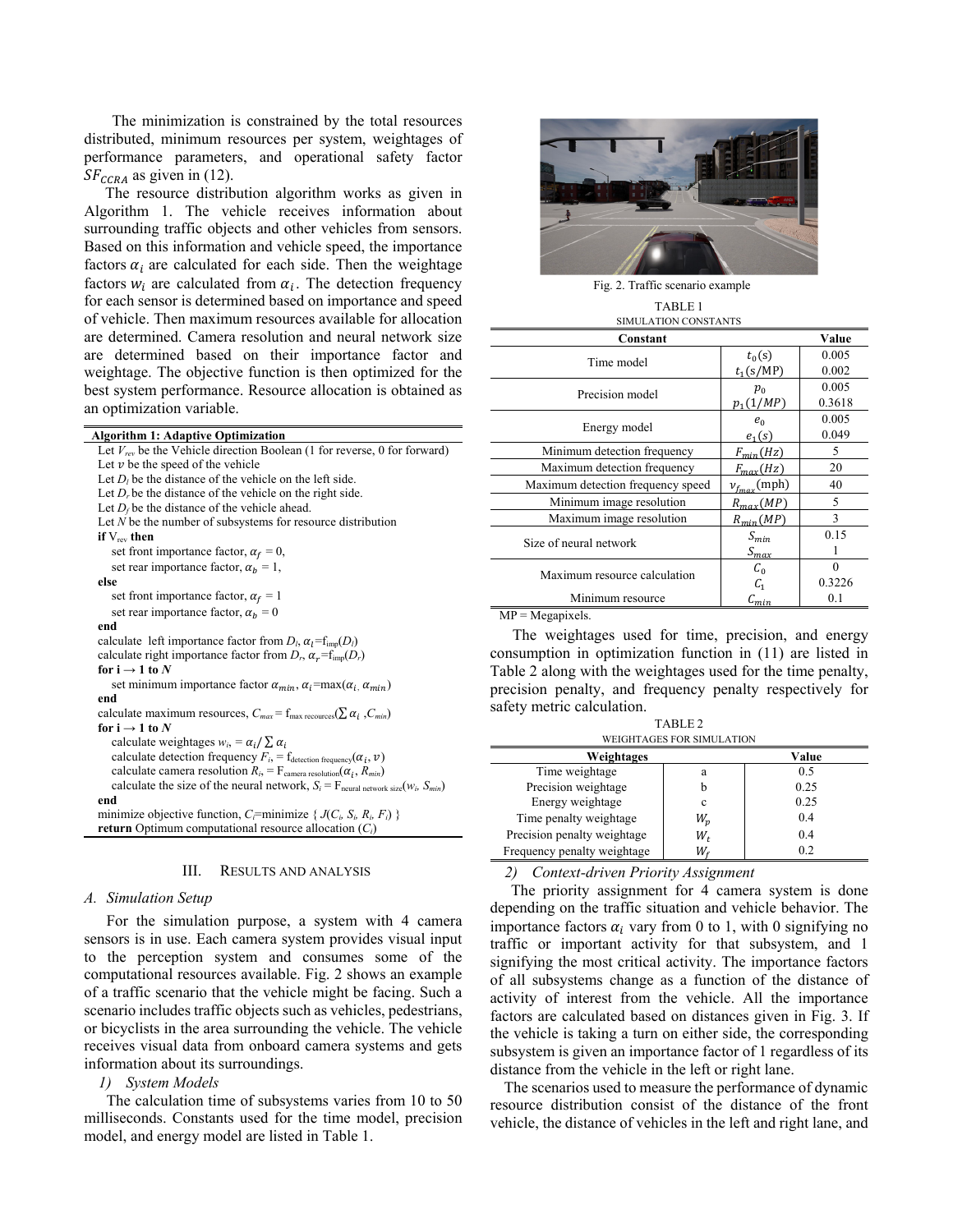The minimization is constrained by the total resources distributed, minimum resources per system, weightages of performance parameters, and operational safety factor $SF_{CCRA}$ as given in (12).

The resource distribution algorithm works as given in Algorithm 1. The vehicle receives information about surrounding traffic objects and other vehicles from sensors. Based on this information and vehicle speed, the importance factors $\alpha_i$ are calculated for each side. Then the weightage factors $w_i$ are calculated from $\alpha_i$. The detection frequency for each sensor is determined based on importance and speed of vehicle. Then maximum resources available for allocation are determined. Camera resolution and neural network size are determined based on their importance factor and weightage. The objective function is then optimized for the best system performance. Resource allocation is obtained as an optimization variable.

**Algorithm 1: Adaptive Optimization**

Let $V_{rev}$ be the Vehicle direction Boolean (1 for reverse, 0 for forward)
Let $v$ be the speed of the vehicle
Let $D_l$ be the distance of the vehicle on the left side.
Let $D_r$ be the distance of the vehicle on the right side.
Let $D_f$ be the distance of the vehicle ahead.
Let $N$ be the number of subsystems for resource distribution
**if** $V_{rev}$ **then**
  set front importance factor, $\alpha_f = 0$,
  set rear importance factor, $\alpha_b = 1$,
**else**
  set front importance factor, $\alpha_f = 1$
  set rear importance factor, $\alpha_b = 0$
**end**
calculate left importance factor from $D_l$, $\alpha_l = f_{imp}(D_l)$
calculate right importance factor from $D_r$, $\alpha_r = f_{imp}(D_r)$
**for** i → 1 to $N$
  set minimum importance factor $\alpha_{min}$, $\alpha_i = \max(\alpha_i, \alpha_{min})$
**end**
calculate maximum resources, $C_{max} = f_{\max\ recources}(\sum \alpha_i, C_{min})$
**for** i → 1 to $N$
  calculate weightages $w_i = \alpha_i / \sum \alpha_i$
  calculate detection frequency $F_i = f_{detection\ frequency}(\alpha_i, v)$
  calculate camera resolution $R_i = F_{camera\ resolution}(\alpha_i, R_{min})$
  calculate the size of the neural network, $S_i = F_{neural\ network\ size}(w_i, S_{min})$
**end**
minimize objective function, $C_i$=minimize { $J(C_i, S_i, R_i, F_i)$ }
**return** Optimum computational resource allocation ($C_i$)

## III. Results and Analysis

### A. Simulation Setup

For the simulation purpose, a system with 4 camera sensors is in use. Each camera system provides visual input to the perception system and consumes some of the computational resources available. Fig. 2 shows an example of a traffic scenario that the vehicle might be facing. Such a scenario includes traffic objects such as vehicles, pedestrians, or bicyclists in the area surrounding the vehicle. The vehicle receives visual data from onboard camera systems and gets information about its surroundings.

#### 1) System Models

The calculation time of subsystems varies from 10 to 50 milliseconds. Constants used for the time model, precision model, and energy model are listed in Table 1.

Fig. 2. Traffic scenario example

TABLE 1
SIMULATION CONSTANTS

| Constant | | Value |
|---|---|---|
| Time model | $t_0(s)$ | 0.005 |
| | $t_1(s/\text{MP})$ | 0.002 |
| Precision model | $p_0$ | 0.005 |
| | $p_1(1/MP)$ | 0.3618 |
| Energy model | $e_0$ | 0.005 |
| | $e_1(s)$ | 0.049 |
| Minimum detection frequency | $F_{min}(Hz)$ | 5 |
| Maximum detection frequency | $F_{max}(Hz)$ | 20 |
| Maximum detection frequency speed | $v_{f_{max}}$(mph) | 40 |
| Minimum image resolution | $R_{max}(MP)$ | 5 |
| Maximum image resolution | $R_{min}(MP)$ | 3 |
| Size of neural network | $S_{min}$ | 0.15 |
| | $S_{max}$ | 1 |
| Maximum resource calculation | $C_0$ | 0 |
| | $C_1$ | 0.3226 |
| Minimum resource | $C_{min}$ | 0.1 |

MP = Megapixels.

The weightages used for time, precision, and energy consumption in optimization function in (11) are listed in Table 2 along with the weightages used for the time penalty, precision penalty, and frequency penalty respectively for safety metric calculation.

TABLE 2
WEIGHTAGES FOR SIMULATION

| Weightages | | Value |
|---|---|---|
| Time weightage | a | 0.5 |
| Precision weightage | b | 0.25 |
| Energy weightage | c | 0.25 |
| Time penalty weightage | $W_p$ | 0.4 |
| Precision penalty weightage | $W_t$ | 0.4 |
| Frequency penalty weightage | $W_f$ | 0.2 |

#### 2) Context-driven Priority Assignment

The priority assignment for 4 camera system is done depending on the traffic situation and vehicle behavior. The importance factors $\alpha_i$ vary from 0 to 1, with 0 signifying no traffic or important activity for that subsystem, and 1 signifying the most critical activity. The importance factors of all subsystems change as a function of the distance of activity of interest from the vehicle. All the importance factors are calculated based on distances given in Fig. 3. If the vehicle is taking a turn on either side, the corresponding subsystem is given an importance factor of 1 regardless of its distance from the vehicle in the left or right lane.

The scenarios used to measure the performance of dynamic resource distribution consist of the distance of the front vehicle, the distance of vehicles in the left and right lane, and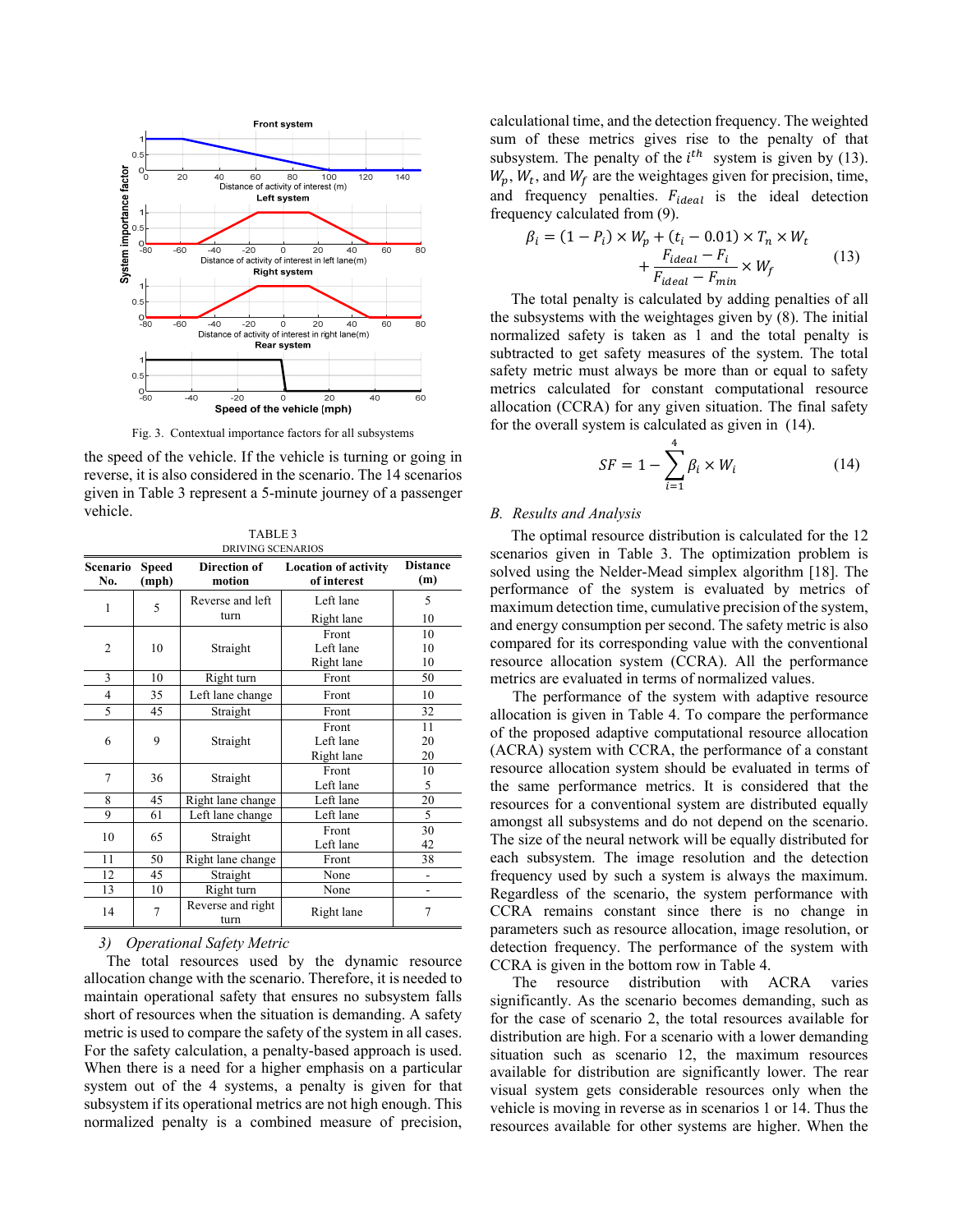Fig. 3. Contextual importance factors for all subsystems

the speed of the vehicle. If the vehicle is turning or going in reverse, it is also considered in the scenario. The 14 scenarios given in Table 3 represent a 5-minute journey of a passenger vehicle.

TABLE 3
DRIVING SCENARIOS

| Scenario No. | Speed (mph) | Direction of motion | Location of activity of interest | Distance (m) |
|---|---|---|---|---|
| 1 | 5 | Reverse and left turn | Left lane<br>Right lane | 5<br>10 |
| 2 | 10 | Straight | Front<br>Left lane<br>Right lane | 10<br>10<br>10 |
| 3 | 10 | Right turn | Front | 50 |
| 4 | 35 | Left lane change | Front | 10 |
| 5 | 45 | Straight | Front | 32 |
| 6 | 9 | Straight | Front<br>Left lane<br>Right lane | 11<br>20<br>20 |
| 7 | 36 | Straight | Front<br>Left lane | 10<br>5 |
| 8 | 45 | Right lane change | Left lane | 20 |
| 9 | 61 | Left lane change | Left lane | 5 |
| 10 | 65 | Straight | Front<br>Left lane | 30<br>42 |
| 11 | 50 | Right lane change | Front | 38 |
| 12 | 45 | Straight | None | - |
| 13 | 10 | Right turn | None | - |
| 14 | 7 | Reverse and right turn | Right lane | 7 |

### 3) Operational Safety Metric

The total resources used by the dynamic resource allocation change with the scenario. Therefore, it is needed to maintain operational safety that ensures no subsystem falls short of resources when the situation is demanding. A safety metric is used to compare the safety of the system in all cases. For the safety calculation, a penalty-based approach is used. When there is a need for a higher emphasis on a particular system out of the 4 systems, a penalty is given for that subsystem if its operational metrics are not high enough. This normalized penalty is a combined measure of precision, calculational time, and the detection frequency. The weighted sum of these metrics gives rise to the penalty of that subsystem. The penalty of the $i^{th}$ system is given by (13). $W_p$, $W_t$, and $W_f$ are the weightages given for precision, time, and frequency penalties. $F_{ideal}$ is the ideal detection frequency calculated from (9).

$$\beta_i = (1 - P_i) \times W_p + (t_i - 0.01) \times T_n \times W_t + \frac{F_{ideal} - F_i}{F_{ideal} - F_{min}} \times W_f \tag{13}$$

The total penalty is calculated by adding penalties of all the subsystems with the weightages given by (8). The initial normalized safety is taken as 1 and the total penalty is subtracted to get safety measures of the system. The total safety metric must always be more than or equal to safety metrics calculated for constant computational resource allocation (CCRA) for any given situation. The final safety for the overall system is calculated as given in (14).

$$SF = 1 - \sum_{i=1}^{4} \beta_i \times W_i \tag{14}$$

## B. Results and Analysis

The optimal resource distribution is calculated for the 12 scenarios given in Table 3. The optimization problem is solved using the Nelder-Mead simplex algorithm [18]. The performance of the system is evaluated by metrics of maximum detection time, cumulative precision of the system, and energy consumption per second. The safety metric is also compared for its corresponding value with the conventional resource allocation system (CCRA). All the performance metrics are evaluated in terms of normalized values.

The performance of the system with adaptive resource allocation is given in Table 4. To compare the performance of the proposed adaptive computational resource allocation (ACRA) system with CCRA, the performance of a constant resource allocation system should be evaluated in terms of the same performance metrics. It is considered that the resources for a conventional system are distributed equally amongst all subsystems and do not depend on the scenario. The size of the neural network will be equally distributed for each subsystem. The image resolution and the detection frequency used by such a system is always the maximum. Regardless of the scenario, the system performance with CCRA remains constant since there is no change in parameters such as resource allocation, image resolution, or detection frequency. The performance of the system with CCRA is given in the bottom row in Table 4.

The resource distribution with ACRA varies significantly. As the scenario becomes demanding, such as for the case of scenario 2, the total resources available for distribution are high. For a scenario with a lower demanding situation such as scenario 12, the maximum resources available for distribution are significantly lower. The rear visual system gets considerable resources only when the vehicle is moving in reverse as in scenarios 1 or 14. Thus the resources available for other systems are higher. When the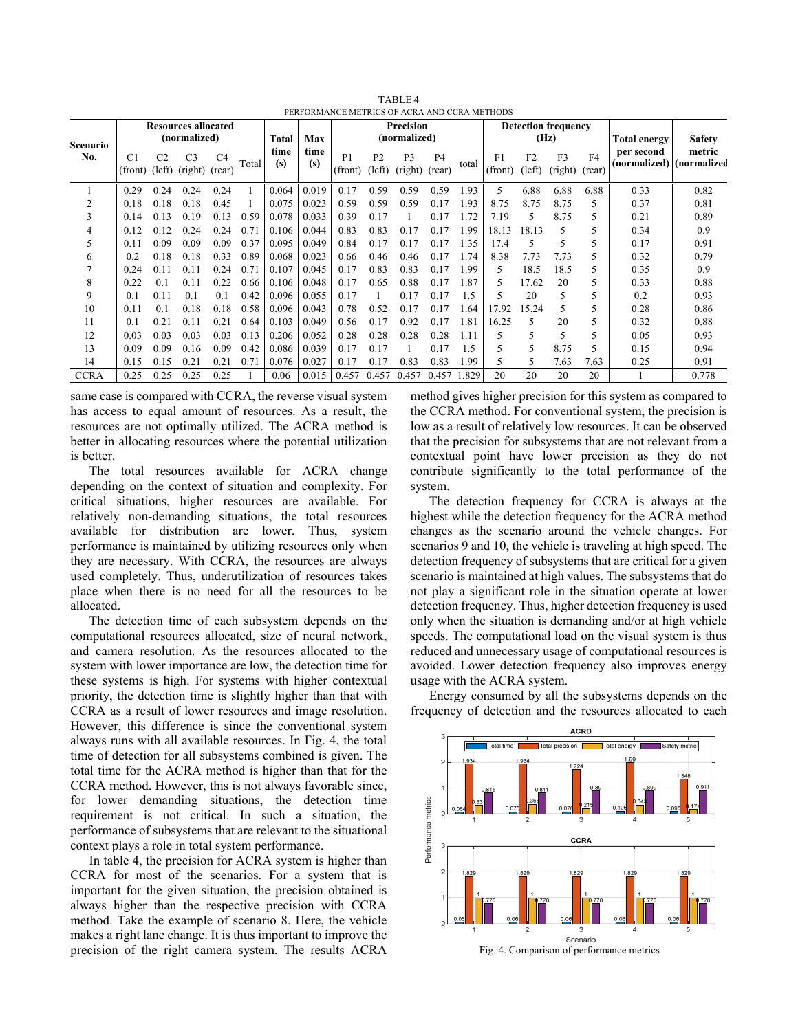TABLE 4
PERFORMANCE METRICS OF ACRA AND CCRA METHODS

| Scenario No. | Resources allocated (normalized) | | | | | Total time (s) | Max time (s) | Precision (normalized) | | | | | Detection frequency (Hz) | | | | Total energy per second (normalized) | Safety metric (normalized) |
|---|---|---|---|---|---|---|---|---|---|---|---|---|---|---|---|---|---|---|
| | C1 (front) | C2 (left) | C3 (right) | C4 (rear) | Total | | | P1 (front) | P2 (left) | P3 (right) | P4 (rear) | total | F1 (front) | F2 (left) | F3 (right) | F4 (rear) | | |
| 1 | 0.29 | 0.24 | 0.24 | 0.24 | 1 | 0.064 | 0.019 | 0.17 | 0.59 | 0.59 | 0.59 | 1.93 | 5 | 6.88 | 6.88 | 6.88 | 0.33 | 0.82 |
| 2 | 0.18 | 0.18 | 0.18 | 0.45 | 1 | 0.075 | 0.023 | 0.59 | 0.59 | 0.59 | 0.17 | 1.93 | 8.75 | 8.75 | 8.75 | 5 | 0.37 | 0.81 |
| 3 | 0.14 | 0.13 | 0.19 | 0.13 | 0.59 | 0.078 | 0.033 | 0.39 | 0.17 | 1 | 0.17 | 1.72 | 7.19 | 5 | 8.75 | 5 | 0.21 | 0.89 |
| 4 | 0.12 | 0.12 | 0.24 | 0.24 | 0.71 | 0.106 | 0.044 | 0.83 | 0.83 | 0.17 | 0.17 | 1.99 | 18.13 | 18.13 | 5 | 5 | 0.34 | 0.9 |
| 5 | 0.11 | 0.09 | 0.09 | 0.09 | 0.37 | 0.095 | 0.049 | 0.84 | 0.17 | 0.17 | 0.17 | 1.35 | 17.4 | 5 | 5 | 5 | 0.17 | 0.91 |
| 6 | 0.2 | 0.18 | 0.18 | 0.33 | 0.89 | 0.068 | 0.023 | 0.66 | 0.46 | 0.46 | 0.17 | 1.74 | 8.38 | 7.73 | 7.73 | 5 | 0.32 | 0.79 |
| 7 | 0.24 | 0.11 | 0.11 | 0.24 | 0.71 | 0.107 | 0.045 | 0.17 | 0.83 | 0.83 | 0.17 | 1.99 | 5 | 18.5 | 18.5 | 5 | 0.35 | 0.9 |
| 8 | 0.22 | 0.1 | 0.11 | 0.22 | 0.66 | 0.106 | 0.048 | 0.17 | 0.65 | 0.88 | 0.17 | 1.87 | 5 | 17.62 | 20 | 5 | 0.33 | 0.88 |
| 9 | 0.1 | 0.11 | 0.1 | 0.1 | 0.42 | 0.096 | 0.055 | 0.17 | 1 | 0.17 | 0.17 | 1.5 | 5 | 20 | 5 | 5 | 0.2 | 0.93 |
| 10 | 0.11 | 0.1 | 0.18 | 0.18 | 0.58 | 0.096 | 0.043 | 0.78 | 0.52 | 0.17 | 0.17 | 1.64 | 17.92 | 15.24 | 5 | 5 | 0.28 | 0.86 |
| 11 | 0.1 | 0.21 | 0.11 | 0.21 | 0.64 | 0.103 | 0.049 | 0.56 | 0.17 | 0.92 | 0.17 | 1.81 | 16.25 | 5 | 20 | 5 | 0.32 | 0.88 |
| 12 | 0.03 | 0.03 | 0.03 | 0.03 | 0.13 | 0.206 | 0.052 | 0.28 | 0.28 | 0.28 | 0.28 | 1.11 | 5 | 5 | 5 | 5 | 0.05 | 0.93 |
| 13 | 0.09 | 0.09 | 0.16 | 0.09 | 0.42 | 0.086 | 0.039 | 0.17 | 0.17 | 1 | 0.17 | 1.5 | 5 | 5 | 8.75 | 5 | 0.15 | 0.94 |
| 14 | 0.15 | 0.15 | 0.21 | 0.21 | 0.71 | 0.076 | 0.027 | 0.17 | 0.17 | 0.83 | 0.83 | 1.99 | 5 | 5 | 7.63 | 7.63 | 0.25 | 0.91 |
| CCRA | 0.25 | 0.25 | 0.25 | 0.25 | 1 | 0.06 | 0.015 | 0.457 | 0.457 | 0.457 | 0.457 | 1.829 | 20 | 20 | 20 | 20 | 1 | 0.778 |

same case is compared with CCRA, the reverse visual system has access to equal amount of resources. As a result, the resources are not optimally utilized. The ACRA method is better in allocating resources where the potential utilization is better.

The total resources available for ACRA change depending on the context of situation and complexity. For critical situations, higher resources are available. For relatively non-demanding situations, the total resources available for distribution are lower. Thus, system performance is maintained by utilizing resources only when they are necessary. With CCRA, the resources are always used completely. Thus, underutilization of resources takes place when there is no need for all the resources to be allocated.

The detection time of each subsystem depends on the computational resources allocated, size of neural network, and camera resolution. As the resources allocated to the system with lower importance are low, the detection time for these systems is high. For systems with higher contextual priority, the detection time is slightly higher than that with CCRA as a result of lower resources and image resolution. However, this difference is since the conventional system always runs with all available resources. In Fig. 4, the total time of detection for all subsystems combined is given. The total time for the ACRA method is higher than that for the CCRA method. However, this is not always favorable since, for lower demanding situations, the detection time requirement is not critical. In such a situation, the performance of subsystems that are relevant to the situational context plays a role in total system performance.

In table 4, the precision for ACRA system is higher than CCRA for most of the scenarios. For a system that is important for the given situation, the precision obtained is always higher than the respective precision with CCRA method. Take the example of scenario 8. Here, the vehicle makes a right lane change. It is thus important to improve the precision of the right camera system. The results ACRA method gives higher precision for this system as compared to the CCRA method. For conventional system, the precision is low as a result of relatively low resources. It can be observed that the precision for subsystems that are not relevant from a contextual point have lower precision as they do not contribute significantly to the total performance of the system.

The detection frequency for CCRA is always at the highest while the detection frequency for the ACRA method changes as the scenario around the vehicle changes. For scenarios 9 and 10, the vehicle is traveling at high speed. The detection frequency of subsystems that are critical for a given scenario is maintained at high values. The subsystems that do not play a significant role in the situation operate at lower detection frequency. Thus, higher detection frequency is used only when the situation is demanding and/or at high vehicle speeds. The computational load on the visual system is thus reduced and unnecessary usage of computational resources is avoided. Lower detection frequency also improves energy usage with the ACRA system.

Energy consumed by all the subsystems depends on the frequency of detection and the resources allocated to each

Fig. 4. Comparison of performance metrics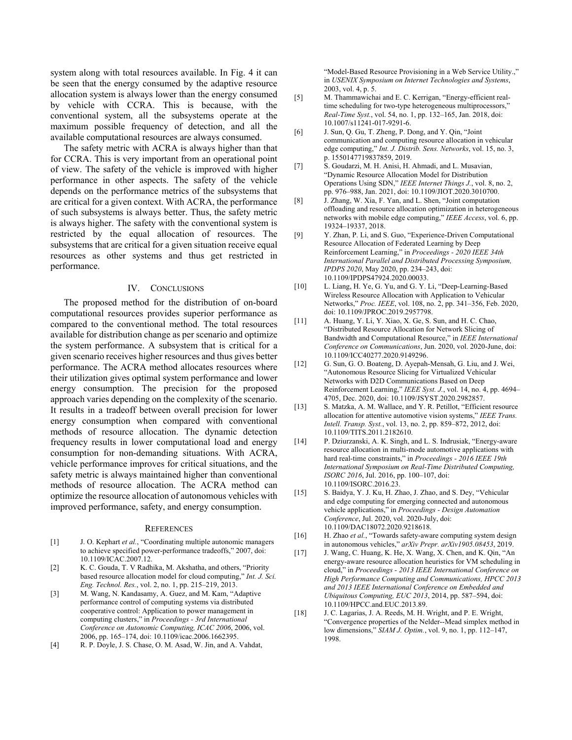system along with total resources available. In Fig. 4 it can be seen that the energy consumed by the adaptive resource allocation system is always lower than the energy consumed by vehicle with CCRA. This is because, with the conventional system, all the subsystems operate at the maximum possible frequency of detection, and all the available computational resources are always consumed.

The safety metric with ACRA is always higher than that for CCRA. This is very important from an operational point of view. The safety of the vehicle is improved with higher performance in other aspects. The safety of the vehicle depends on the performance metrics of the subsystems that are critical for a given context. With ACRA, the performance of such subsystems is always better. Thus, the safety metric is always higher. The safety with the conventional system is restricted by the equal allocation of resources. The subsystems that are critical for a given situation receive equal resources as other systems and thus get restricted in performance.

## IV. Conclusions

The proposed method for the distribution of on-board computational resources provides superior performance as compared to the conventional method. The total resources available for distribution change as per scenario and optimize the system performance. A subsystem that is critical for a given scenario receives higher resources and thus gives better performance. The ACRA method allocates resources where their utilization gives optimal system performance and lower energy consumption. The precision for the proposed approach varies depending on the complexity of the scenario. It results in a tradeoff between overall precision for lower energy consumption when compared with conventional methods of resource allocation. The dynamic detection frequency results in lower computational load and energy consumption for non-demanding situations. With ACRA, vehicle performance improves for critical situations, and the safety metric is always maintained higher than conventional methods of resource allocation. The ACRA method can optimize the resource allocation of autonomous vehicles with improved performance, safety, and energy consumption.

## References

[1] J. O. Kephart *et al.*, "Coordinating multiple autonomic managers to achieve specified power-performance tradeoffs," 2007, doi: 10.1109/ICAC.2007.12.

[2] K. C. Gouda, T. V Radhika, M. Akshatha, and others, "Priority based resource allocation model for cloud computing," *Int. J. Sci. Eng. Technol. Res.*, vol. 2, no. 1, pp. 215–219, 2013.

[3] M. Wang, N. Kandasamy, A. Guez, and M. Kam, "Adaptive performance control of computing systems via distributed cooperative control: Application to power management in computing clusters," in *Proceedings - 3rd International Conference on Autonomic Computing, ICAC 2006*, 2006, vol. 2006, pp. 165–174, doi: 10.1109/icac.2006.1662395.

[4] R. P. Doyle, J. S. Chase, O. M. Asad, W. Jin, and A. Vahdat, "Model-Based Resource Provisioning in a Web Service Utility.," in *USENIX Symposium on Internet Technologies and Systems*, 2003, vol. 4, p. 5.

[5] M. Thammawichai and E. C. Kerrigan, "Energy-efficient real-time scheduling for two-type heterogeneous multiprocessors," *Real-Time Syst.*, vol. 54, no. 1, pp. 132–165, Jan. 2018, doi: 10.1007/s11241-017-9291-6.

[6] J. Sun, Q. Gu, T. Zheng, P. Dong, and Y. Qin, "Joint communication and computing resource allocation in vehicular edge computing," *Int. J. Distrib. Sens. Networks*, vol. 15, no. 3, p. 1550147719837859, 2019.

[7] S. Goudarzi, M. H. Anisi, H. Ahmadi, and L. Musavian, "Dynamic Resource Allocation Model for Distribution Operations Using SDN," *IEEE Internet Things J.*, vol. 8, no. 2, pp. 976–988, Jan. 2021, doi: 10.1109/JIOT.2020.3010700.

[8] J. Zhang, W. Xia, F. Yan, and L. Shen, "Joint computation offloading and resource allocation optimization in heterogeneous networks with mobile edge computing," *IEEE Access*, vol. 6, pp. 19324–19337, 2018.

[9] Y. Zhan, P. Li, and S. Guo, "Experience-Driven Computational Resource Allocation of Federated Learning by Deep Reinforcement Learning," in *Proceedings - 2020 IEEE 34th International Parallel and Distributed Processing Symposium, IPDPS 2020*, May 2020, pp. 234–243, doi: 10.1109/IPDPS47924.2020.00033.

[10] L. Liang, H. Ye, G. Yu, and G. Y. Li, "Deep-Learning-Based Wireless Resource Allocation with Application to Vehicular Networks," *Proc. IEEE*, vol. 108, no. 2, pp. 341–356, Feb. 2020, doi: 10.1109/JPROC.2019.2957798.

[11] A. Huang, Y. Li, Y. Xiao, X. Ge, S. Sun, and H. C. Chao, "Distributed Resource Allocation for Network Slicing of Bandwidth and Computational Resource," in *IEEE International Conference on Communications*, Jun. 2020, vol. 2020-June, doi: 10.1109/ICC40277.2020.9149296.

[12] G. Sun, G. O. Boateng, D. Ayepah-Mensah, G. Liu, and J. Wei, "Autonomous Resource Slicing for Virtualized Vehicular Networks with D2D Communications Based on Deep Reinforcement Learning," *IEEE Syst. J.*, vol. 14, no. 4, pp. 4694–4705, Dec. 2020, doi: 10.1109/JSYST.2020.2982857.

[13] S. Matzka, A. M. Wallace, and Y. R. Petillot, "Efficient resource allocation for attentive automotive vision systems," *IEEE Trans. Intell. Transp. Syst.*, vol. 13, no. 2, pp. 859–872, 2012, doi: 10.1109/TITS.2011.2182610.

[14] P. Dziurzanski, A. K. Singh, and L. S. Indrusiak, "Energy-aware resource allocation in multi-mode automotive applications with hard real-time constraints," in *Proceedings - 2016 IEEE 19th International Symposium on Real-Time Distributed Computing, ISORC 2016*, Jul. 2016, pp. 100–107, doi: 10.1109/ISORC.2016.23.

[15] S. Baidya, Y. J. Ku, H. Zhao, J. Zhao, and S. Dey, "Vehicular and edge computing for emerging connected and autonomous vehicle applications," in *Proceedings - Design Automation Conference*, Jul. 2020, vol. 2020-July, doi: 10.1109/DAC18072.2020.9218618.

[16] H. Zhao *et al.*, "Towards safety-aware computing system design in autonomous vehicles," *arXiv Prepr. arXiv1905.08453*, 2019.

[17] J. Wang, C. Huang, K. He, X. Wang, X. Chen, and K. Qin, "An energy-aware resource allocation heuristics for VM scheduling in cloud," in *Proceedings - 2013 IEEE International Conference on High Performance Computing and Communications, HPCC 2013 and 2013 IEEE International Conference on Embedded and Ubiquitous Computing, EUC 2013*, 2014, pp. 587–594, doi: 10.1109/HPCC.and.EUC.2013.89.

[18] J. C. Lagarias, J. A. Reeds, M. H. Wright, and P. E. Wright, "Convergence properties of the Nelder--Mead simplex method in low dimensions," *SIAM J. Optim.*, vol. 9, no. 1, pp. 112–147, 1998.